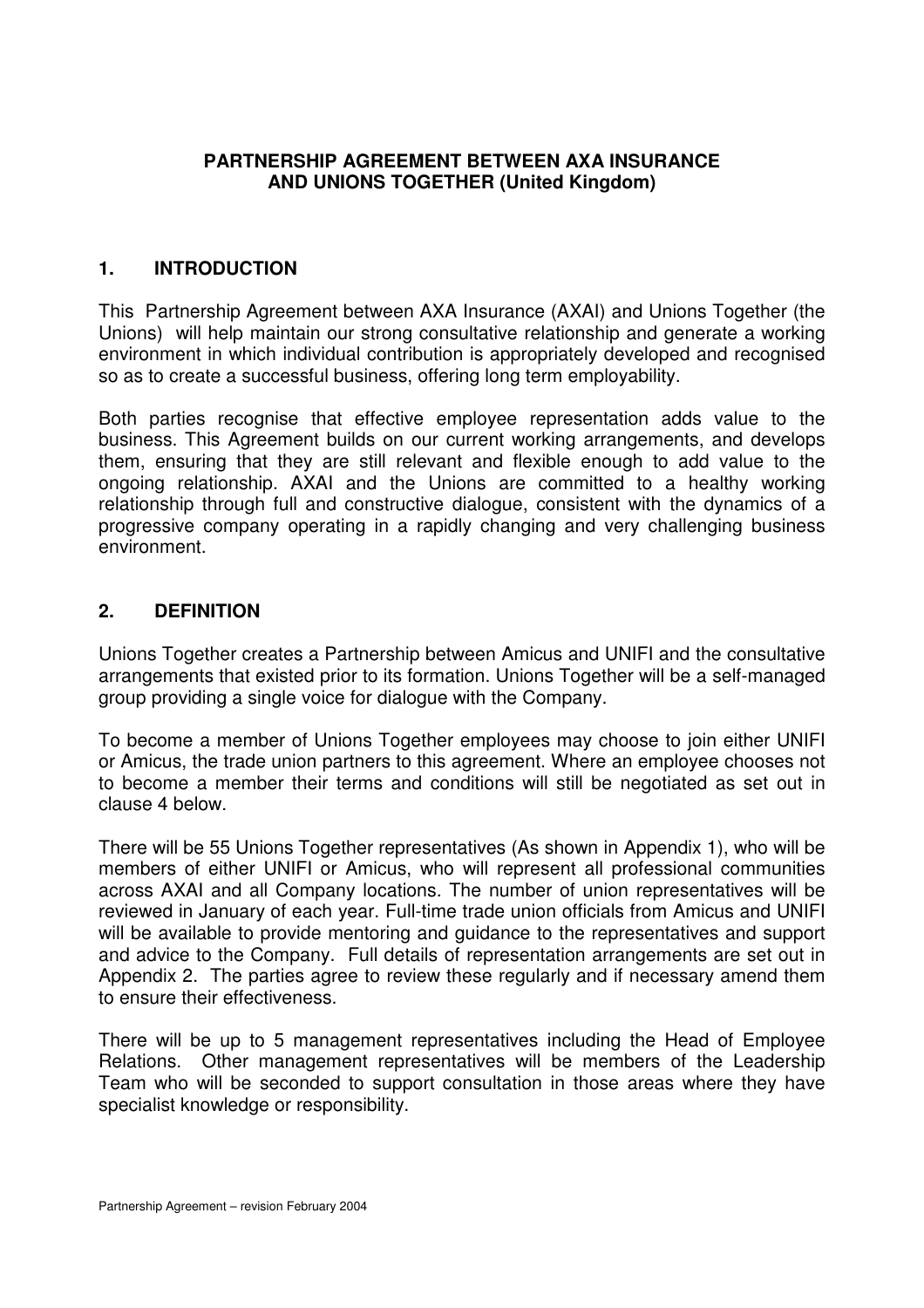# PARTNERSHIP AGREEMENT BETWEEN AXA INSURANCE AND UNIONS TOGETHER (United Kingdom)

## 1. INTRODUCTION

This Partnership Agreement between AXA Insurance (AXAI) and Unions Together (the Unions) will help maintain our strong consultative relationship and generate a working environment in which individual contribution is appropriately developed and recognised so as to create a successful business, offering long term employability.

Both parties recognise that effective employee representation adds value to the business. This Agreement builds on our current working arrangements, and develops them, ensuring that they are still relevant and flexible enough to add value to the ongoing relationship. AXAI and the Unions are committed to a healthy working relationship through full and constructive dialogue, consistent with the dynamics of a progressive company operating in a rapidly changing and very challenging business environment.

## 2. DEFINITION

Unions Together creates a Partnership between Amicus and UNIFI and the consultative arrangements that existed prior to its formation. Unions Together will be a self-managed group providing a single voice for dialogue with the Company.

To become a member of Unions Together employees may choose to join either UNIFI or Amicus, the trade union partners to this agreement. Where an employee chooses not to become a member their terms and conditions will still be negotiated as set out in clause 4 below.

There will be 55 Unions Together representatives (As shown in Appendix 1), who will be members of either UNIFI or Amicus, who will represent all professional communities across AXAI and all Company locations. The number of union representatives will be reviewed in January of each year. Full-time trade union officials from Amicus and UNIFI will be available to provide mentoring and guidance to the representatives and support and advice to the Company. Full details of representation arrangements are set out in Appendix 2. The parties agree to review these regularly and if necessary amend them to ensure their effectiveness.

There will be up to 5 management representatives including the Head of Employee Relations. Other management representatives will be members of the Leadership Team who will be seconded to support consultation in those areas where they have specialist knowledge or responsibility.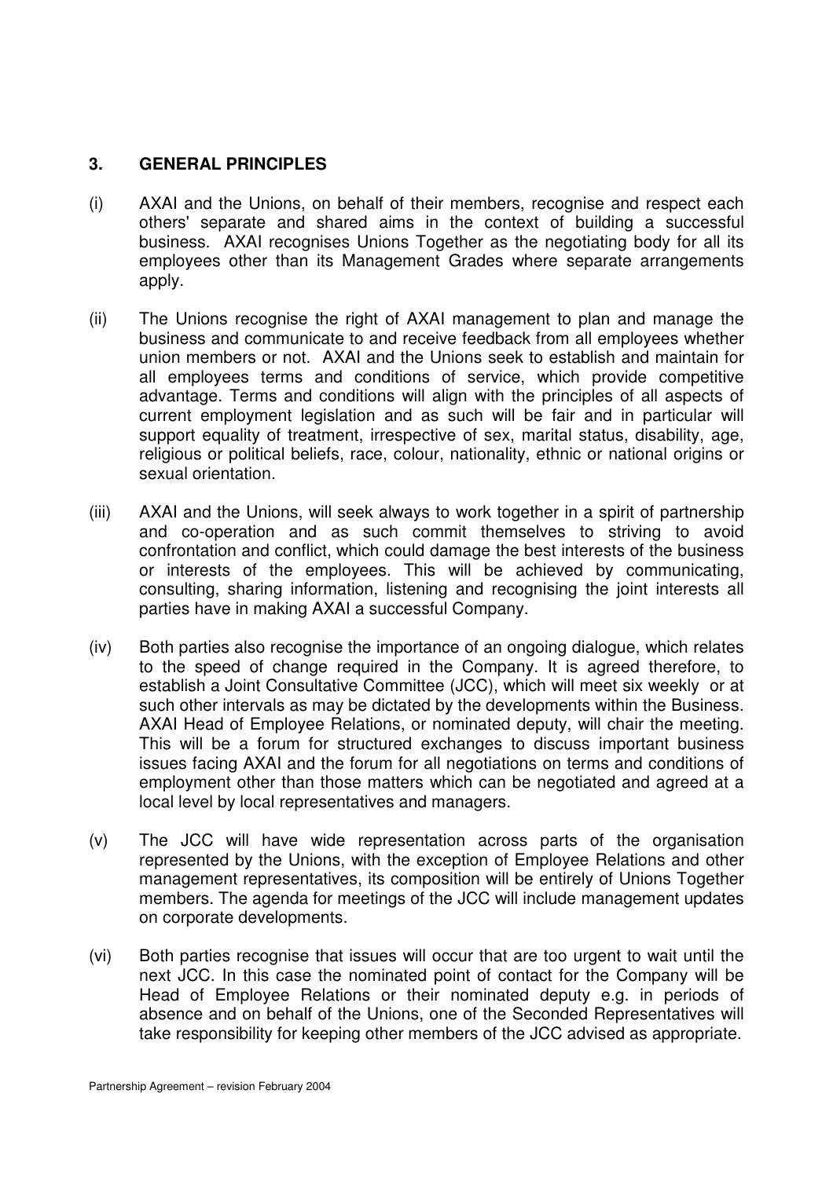## 3. GENERAL PRINCIPLES

(i) AXAI and the Unions, on behalf of their members, recognise and respect each others' separate and shared aims in the context of building a successful business. AXAI recognises Unions Together as the negotiating body for all its employees other than its Management Grades where separate arrangements apply.

(ii) The Unions recognise the right of AXAI management to plan and manage the business and communicate to and receive feedback from all employees whether union members or not. AXAI and the Unions seek to establish and maintain for all employees terms and conditions of service, which provide competitive advantage. Terms and conditions will align with the principles of all aspects of current employment legislation and as such will be fair and in particular will support equality of treatment, irrespective of sex, marital status, disability, age, religious or political beliefs, race, colour, nationality, ethnic or national origins or sexual orientation.

(iii) AXAI and the Unions, will seek always to work together in a spirit of partnership and co-operation and as such commit themselves to striving to avoid confrontation and conflict, which could damage the best interests of the business or interests of the employees. This will be achieved by communicating, consulting, sharing information, listening and recognising the joint interests all parties have in making AXAI a successful Company.

(iv) Both parties also recognise the importance of an ongoing dialogue, which relates to the speed of change required in the Company. It is agreed therefore, to establish a Joint Consultative Committee (JCC), which will meet six weekly or at such other intervals as may be dictated by the developments within the Business. AXAI Head of Employee Relations, or nominated deputy, will chair the meeting. This will be a forum for structured exchanges to discuss important business issues facing AXAI and the forum for all negotiations on terms and conditions of employment other than those matters which can be negotiated and agreed at a local level by local representatives and managers.

(v) The JCC will have wide representation across parts of the organisation represented by the Unions, with the exception of Employee Relations and other management representatives, its composition will be entirely of Unions Together members. The agenda for meetings of the JCC will include management updates on corporate developments.

(vi) Both parties recognise that issues will occur that are too urgent to wait until the next JCC. In this case the nominated point of contact for the Company will be Head of Employee Relations or their nominated deputy e.g. in periods of absence and on behalf of the Unions, one of the Seconded Representatives will take responsibility for keeping other members of the JCC advised as appropriate.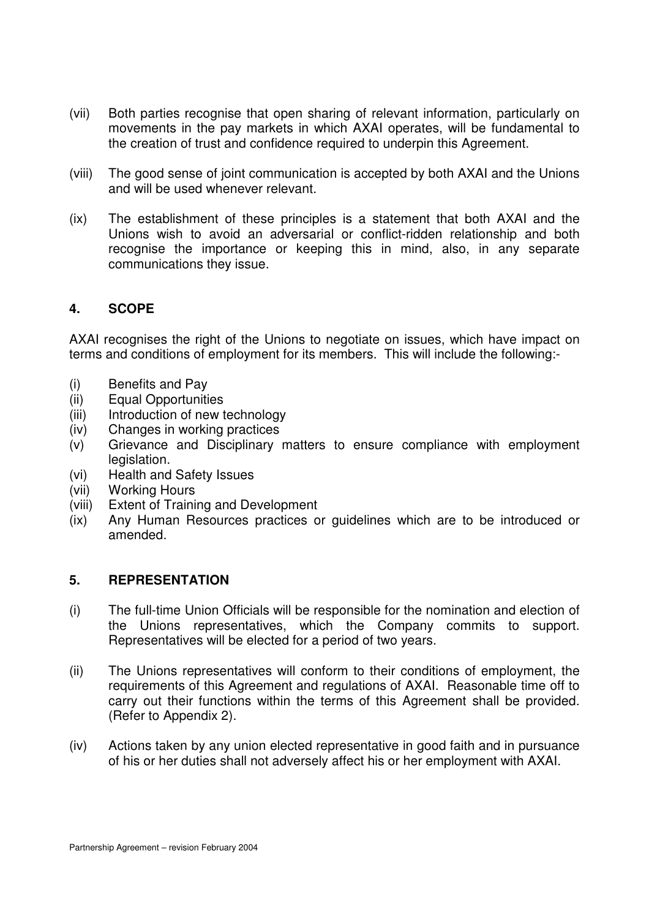(vii) Both parties recognise that open sharing of relevant information, particularly on movements in the pay markets in which AXAI operates, will be fundamental to the creation of trust and confidence required to underpin this Agreement.

(viii) The good sense of joint communication is accepted by both AXAI and the Unions and will be used whenever relevant.

(ix) The establishment of these principles is a statement that both AXAI and the Unions wish to avoid an adversarial or conflict-ridden relationship and both recognise the importance or keeping this in mind, also, in any separate communications they issue.

## 4. SCOPE

AXAI recognises the right of the Unions to negotiate on issues, which have impact on terms and conditions of employment for its members. This will include the following:-

(i) Benefits and Pay
(ii) Equal Opportunities
(iii) Introduction of new technology
(iv) Changes in working practices
(v) Grievance and Disciplinary matters to ensure compliance with employment legislation.
(vi) Health and Safety Issues
(vii) Working Hours
(viii) Extent of Training and Development
(ix) Any Human Resources practices or guidelines which are to be introduced or amended.

## 5. REPRESENTATION

(i) The full-time Union Officials will be responsible for the nomination and election of the Unions representatives, which the Company commits to support. Representatives will be elected for a period of two years.

(ii) The Unions representatives will conform to their conditions of employment, the requirements of this Agreement and regulations of AXAI. Reasonable time off to carry out their functions within the terms of this Agreement shall be provided. (Refer to Appendix 2).

(iv) Actions taken by any union elected representative in good faith and in pursuance of his or her duties shall not adversely affect his or her employment with AXAI.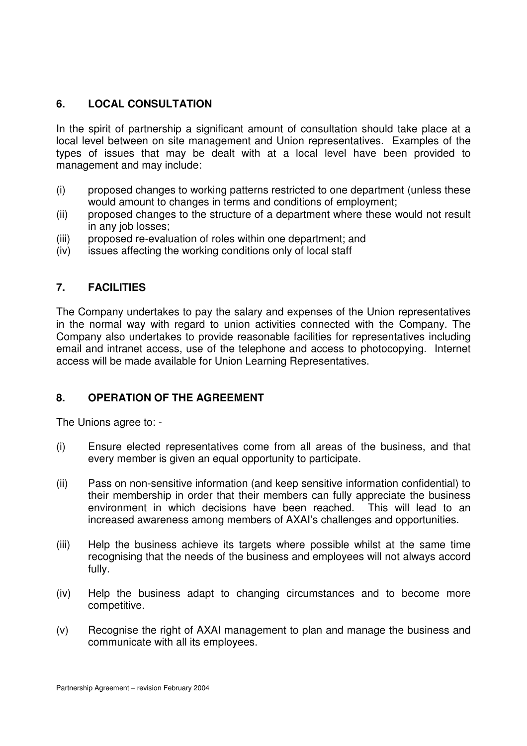## 6. LOCAL CONSULTATION

In the spirit of partnership a significant amount of consultation should take place at a local level between on site management and Union representatives. Examples of the types of issues that may be dealt with at a local level have been provided to management and may include:

(i) proposed changes to working patterns restricted to one department (unless these would amount to changes in terms and conditions of employment;

(ii) proposed changes to the structure of a department where these would not result in any job losses;

(iii) proposed re-evaluation of roles within one department; and

(iv) issues affecting the working conditions only of local staff

## 7. FACILITIES

The Company undertakes to pay the salary and expenses of the Union representatives in the normal way with regard to union activities connected with the Company. The Company also undertakes to provide reasonable facilities for representatives including email and intranet access, use of the telephone and access to photocopying. Internet access will be made available for Union Learning Representatives.

## 8. OPERATION OF THE AGREEMENT

The Unions agree to: -

(i) Ensure elected representatives come from all areas of the business, and that every member is given an equal opportunity to participate.

(ii) Pass on non-sensitive information (and keep sensitive information confidential) to their membership in order that their members can fully appreciate the business environment in which decisions have been reached. This will lead to an increased awareness among members of AXAI's challenges and opportunities.

(iii) Help the business achieve its targets where possible whilst at the same time recognising that the needs of the business and employees will not always accord fully.

(iv) Help the business adapt to changing circumstances and to become more competitive.

(v) Recognise the right of AXAI management to plan and manage the business and communicate with all its employees.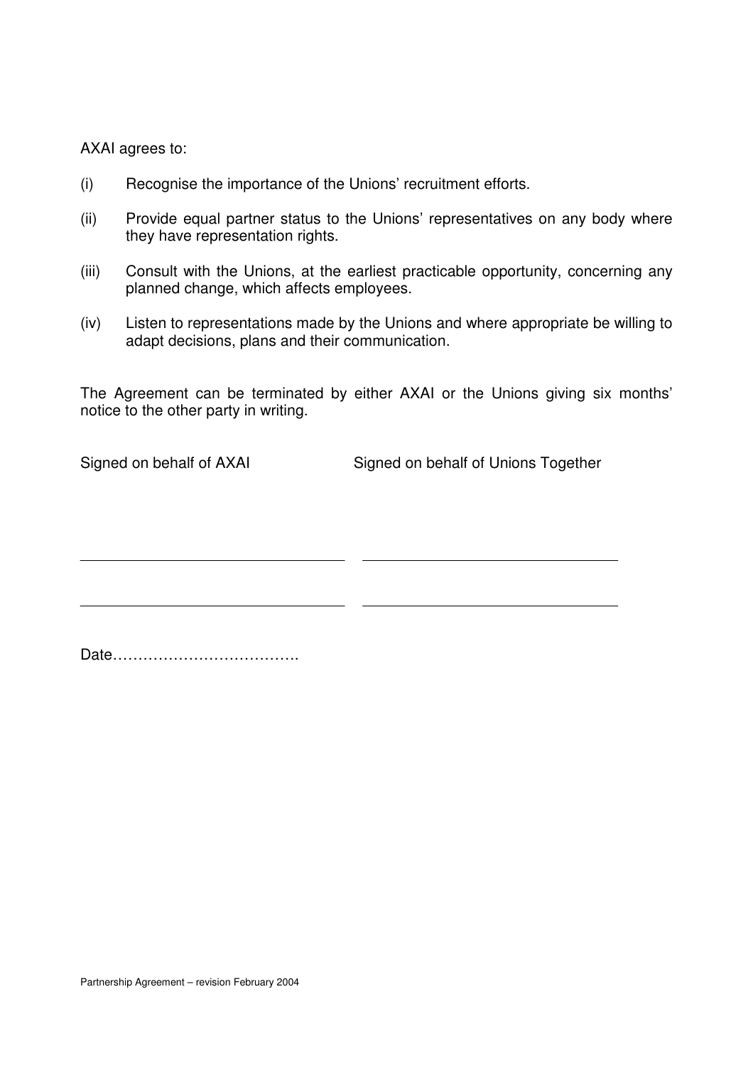AXAI agrees to:

(i) Recognise the importance of the Unions' recruitment efforts.

(ii) Provide equal partner status to the Unions' representatives on any body where they have representation rights.

(iii) Consult with the Unions, at the earliest practicable opportunity, concerning any planned change, which affects employees.

(iv) Listen to representations made by the Unions and where appropriate be willing to adapt decisions, plans and their communication.

The Agreement can be terminated by either AXAI or the Unions giving six months' notice to the other party in writing.

| Signed on behalf of AXAI | Signed on behalf of Unions Together |
|---|---|
| \_\_\_\_\_\_\_\_\_\_\_\_\_\_\_\_\_\_\_\_\_\_\_\_\_\_\_\_\_\_ | \_\_\_\_\_\_\_\_\_\_\_\_\_\_\_\_\_\_\_\_\_\_\_\_\_\_\_\_\_\_ |
| \_\_\_\_\_\_\_\_\_\_\_\_\_\_\_\_\_\_\_\_\_\_\_\_\_\_\_\_\_\_ | \_\_\_\_\_\_\_\_\_\_\_\_\_\_\_\_\_\_\_\_\_\_\_\_\_\_\_\_\_\_ |

Date……………………………….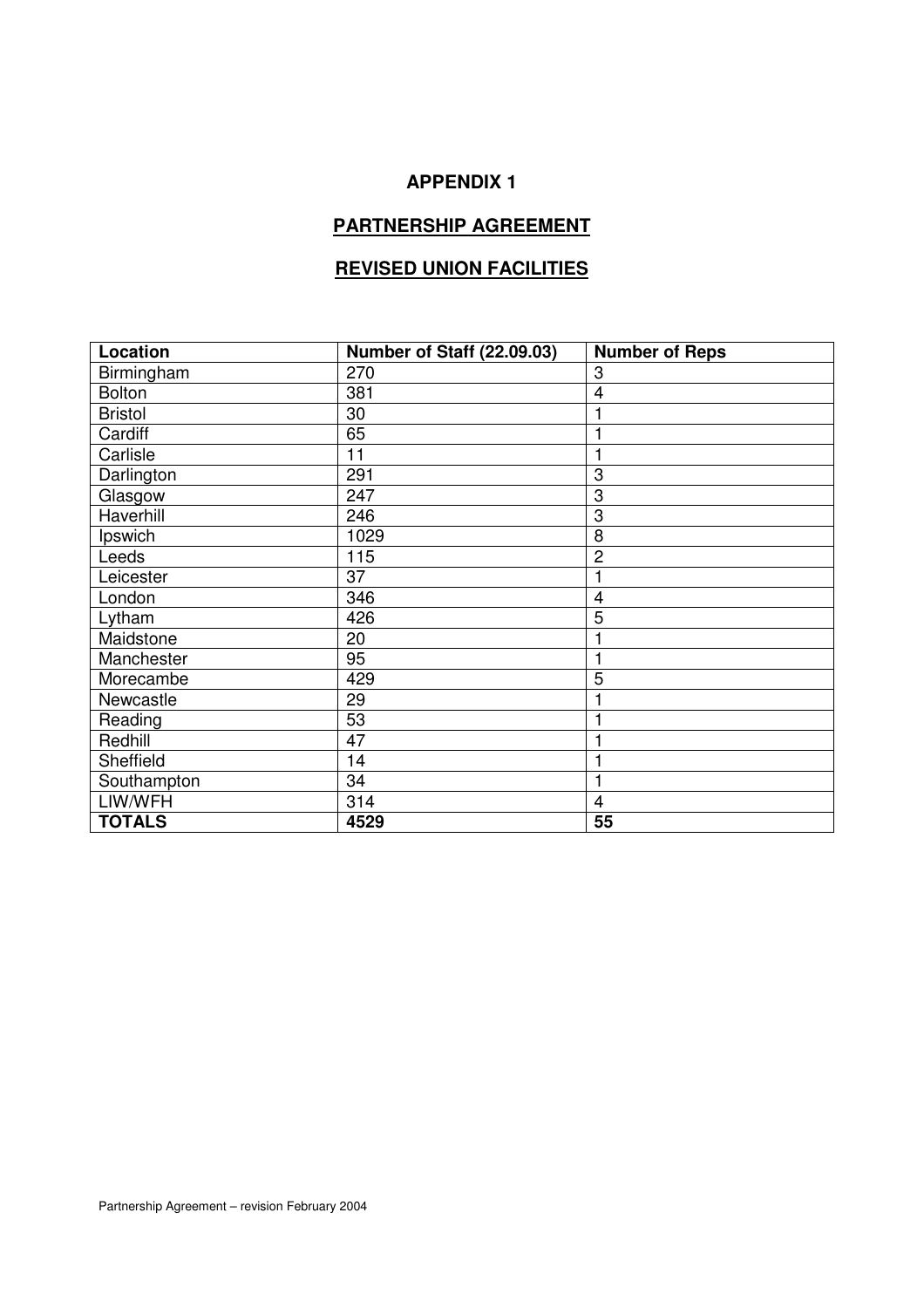# APPENDIX 1

## PARTNERSHIP AGREEMENT

## REVISED UNION FACILITIES

| Location | Number of Staff (22.09.03) | Number of Reps |
|---|---|---|
| Birmingham | 270 | 3 |
| Bolton | 381 | 4 |
| Bristol | 30 | 1 |
| Cardiff | 65 | 1 |
| Carlisle | 11 | 1 |
| Darlington | 291 | 3 |
| Glasgow | 247 | 3 |
| Haverhill | 246 | 3 |
| Ipswich | 1029 | 8 |
| Leeds | 115 | 2 |
| Leicester | 37 | 1 |
| London | 346 | 4 |
| Lytham | 426 | 5 |
| Maidstone | 20 | 1 |
| Manchester | 95 | 1 |
| Morecambe | 429 | 5 |
| Newcastle | 29 | 1 |
| Reading | 53 | 1 |
| Redhill | 47 | 1 |
| Sheffield | 14 | 1 |
| Southampton | 34 | 1 |
| LIW/WFH | 314 | 4 |
| **TOTALS** | **4529** | **55** |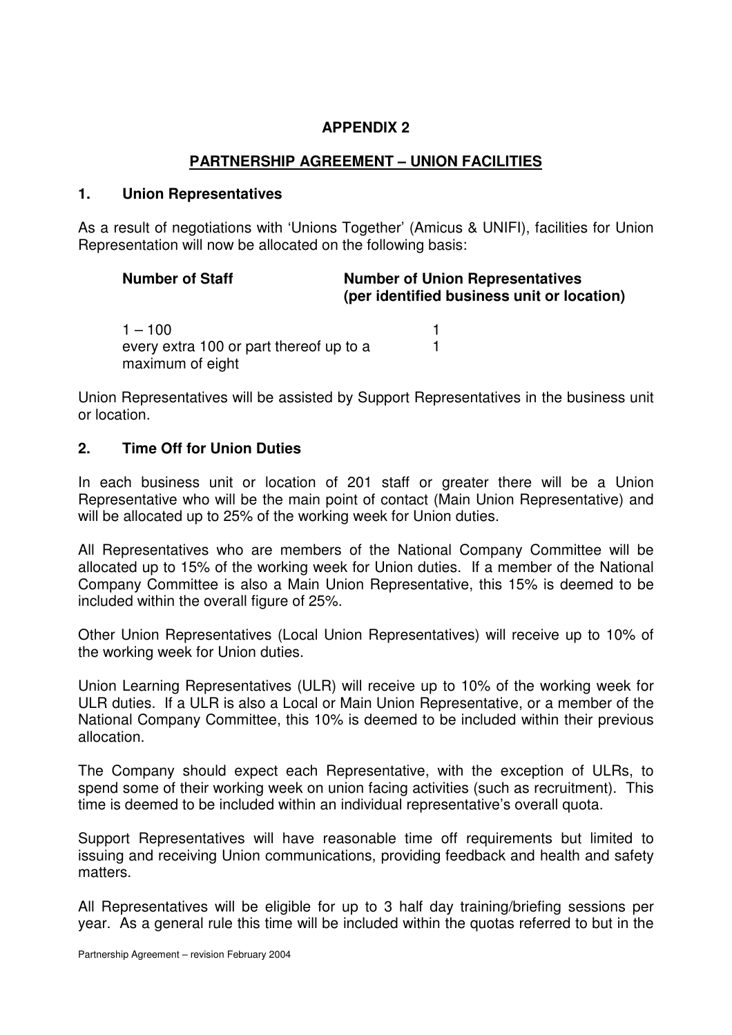## APPENDIX 2

## PARTNERSHIP AGREEMENT – UNION FACILITIES

### 1. Union Representatives

As a result of negotiations with 'Unions Together' (Amicus & UNIFI), facilities for Union Representation will now be allocated on the following basis:

| Number of Staff | Number of Union Representatives (per identified business unit or location) |
|---|---|
| 1 – 100 | 1 |
| every extra 100 or part thereof up to a maximum of eight | 1 |

Union Representatives will be assisted by Support Representatives in the business unit or location.

### 2. Time Off for Union Duties

In each business unit or location of 201 staff or greater there will be a Union Representative who will be the main point of contact (Main Union Representative) and will be allocated up to 25% of the working week for Union duties.

All Representatives who are members of the National Company Committee will be allocated up to 15% of the working week for Union duties. If a member of the National Company Committee is also a Main Union Representative, this 15% is deemed to be included within the overall figure of 25%.

Other Union Representatives (Local Union Representatives) will receive up to 10% of the working week for Union duties.

Union Learning Representatives (ULR) will receive up to 10% of the working week for ULR duties. If a ULR is also a Local or Main Union Representative, or a member of the National Company Committee, this 10% is deemed to be included within their previous allocation.

The Company should expect each Representative, with the exception of ULRs, to spend some of their working week on union facing activities (such as recruitment). This time is deemed to be included within an individual representative's overall quota.

Support Representatives will have reasonable time off requirements but limited to issuing and receiving Union communications, providing feedback and health and safety matters.

All Representatives will be eligible for up to 3 half day training/briefing sessions per year. As a general rule this time will be included within the quotas referred to but in the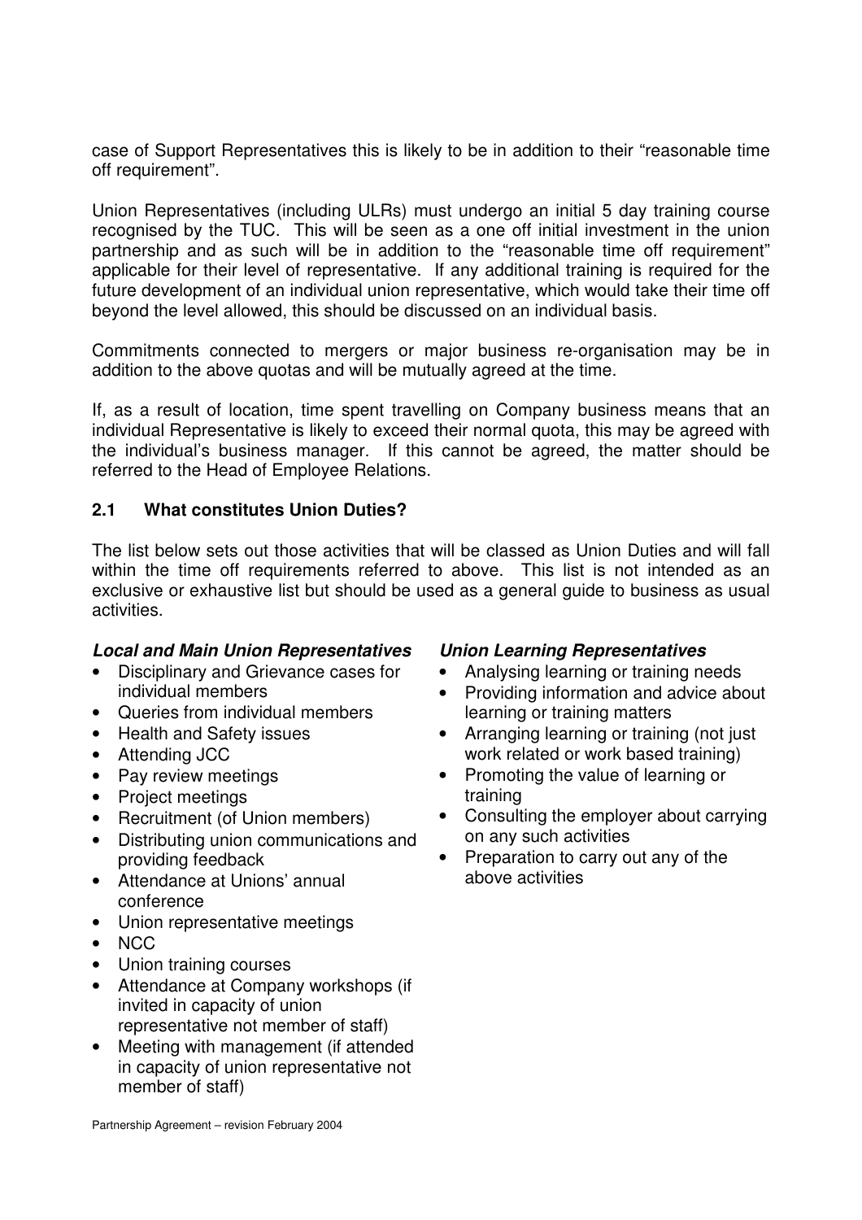case of Support Representatives this is likely to be in addition to their "reasonable time off requirement".

Union Representatives (including ULRs) must undergo an initial 5 day training course recognised by the TUC. This will be seen as a one off initial investment in the union partnership and as such will be in addition to the "reasonable time off requirement" applicable for their level of representative. If any additional training is required for the future development of an individual union representative, which would take their time off beyond the level allowed, this should be discussed on an individual basis.

Commitments connected to mergers or major business re-organisation may be in addition to the above quotas and will be mutually agreed at the time.

If, as a result of location, time spent travelling on Company business means that an individual Representative is likely to exceed their normal quota, this may be agreed with the individual's business manager. If this cannot be agreed, the matter should be referred to the Head of Employee Relations.

### 2.1 What constitutes Union Duties?

The list below sets out those activities that will be classed as Union Duties and will fall within the time off requirements referred to above. This list is not intended as an exclusive or exhaustive list but should be used as a general guide to business as usual activities.

***Local and Main Union Representatives***

- Disciplinary and Grievance cases for individual members
- Queries from individual members
- Health and Safety issues
- Attending JCC
- Pay review meetings
- Project meetings
- Recruitment (of Union members)
- Distributing union communications and providing feedback
- Attendance at Unions' annual conference
- Union representative meetings
- NCC
- Union training courses
- Attendance at Company workshops (if invited in capacity of union representative not member of staff)
- Meeting with management (if attended in capacity of union representative not member of staff)

***Union Learning Representatives***

- Analysing learning or training needs
- Providing information and advice about learning or training matters
- Arranging learning or training (not just work related or work based training)
- Promoting the value of learning or training
- Consulting the employer about carrying on any such activities
- Preparation to carry out any of the above activities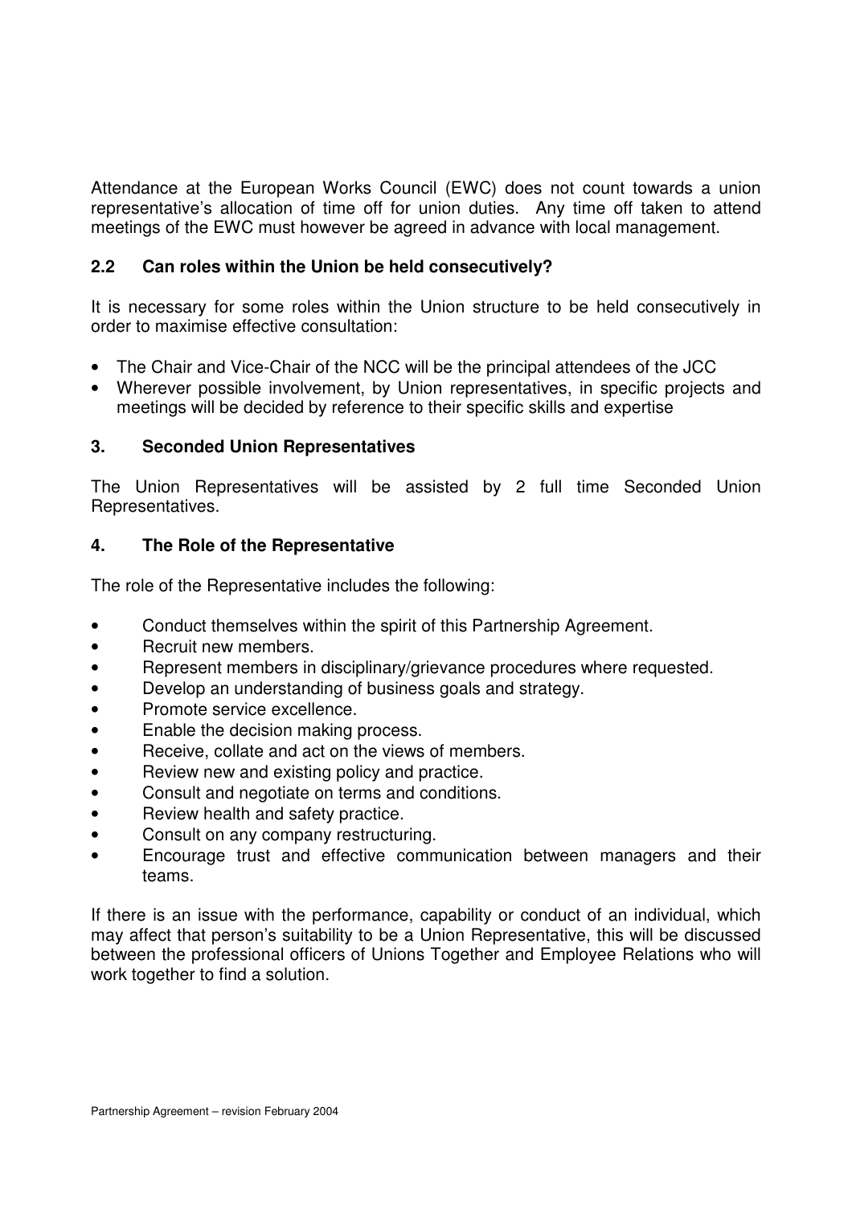Attendance at the European Works Council (EWC) does not count towards a union representative's allocation of time off for union duties. Any time off taken to attend meetings of the EWC must however be agreed in advance with local management.

### 2.2 Can roles within the Union be held consecutively?

It is necessary for some roles within the Union structure to be held consecutively in order to maximise effective consultation:

- The Chair and Vice-Chair of the NCC will be the principal attendees of the JCC
- Wherever possible involvement, by Union representatives, in specific projects and meetings will be decided by reference to their specific skills and expertise

## 3. Seconded Union Representatives

The Union Representatives will be assisted by 2 full time Seconded Union Representatives.

## 4. The Role of the Representative

The role of the Representative includes the following:

- Conduct themselves within the spirit of this Partnership Agreement.
- Recruit new members.
- Represent members in disciplinary/grievance procedures where requested.
- Develop an understanding of business goals and strategy.
- Promote service excellence.
- Enable the decision making process.
- Receive, collate and act on the views of members.
- Review new and existing policy and practice.
- Consult and negotiate on terms and conditions.
- Review health and safety practice.
- Consult on any company restructuring.
- Encourage trust and effective communication between managers and their teams.

If there is an issue with the performance, capability or conduct of an individual, which may affect that person's suitability to be a Union Representative, this will be discussed between the professional officers of Unions Together and Employee Relations who will work together to find a solution.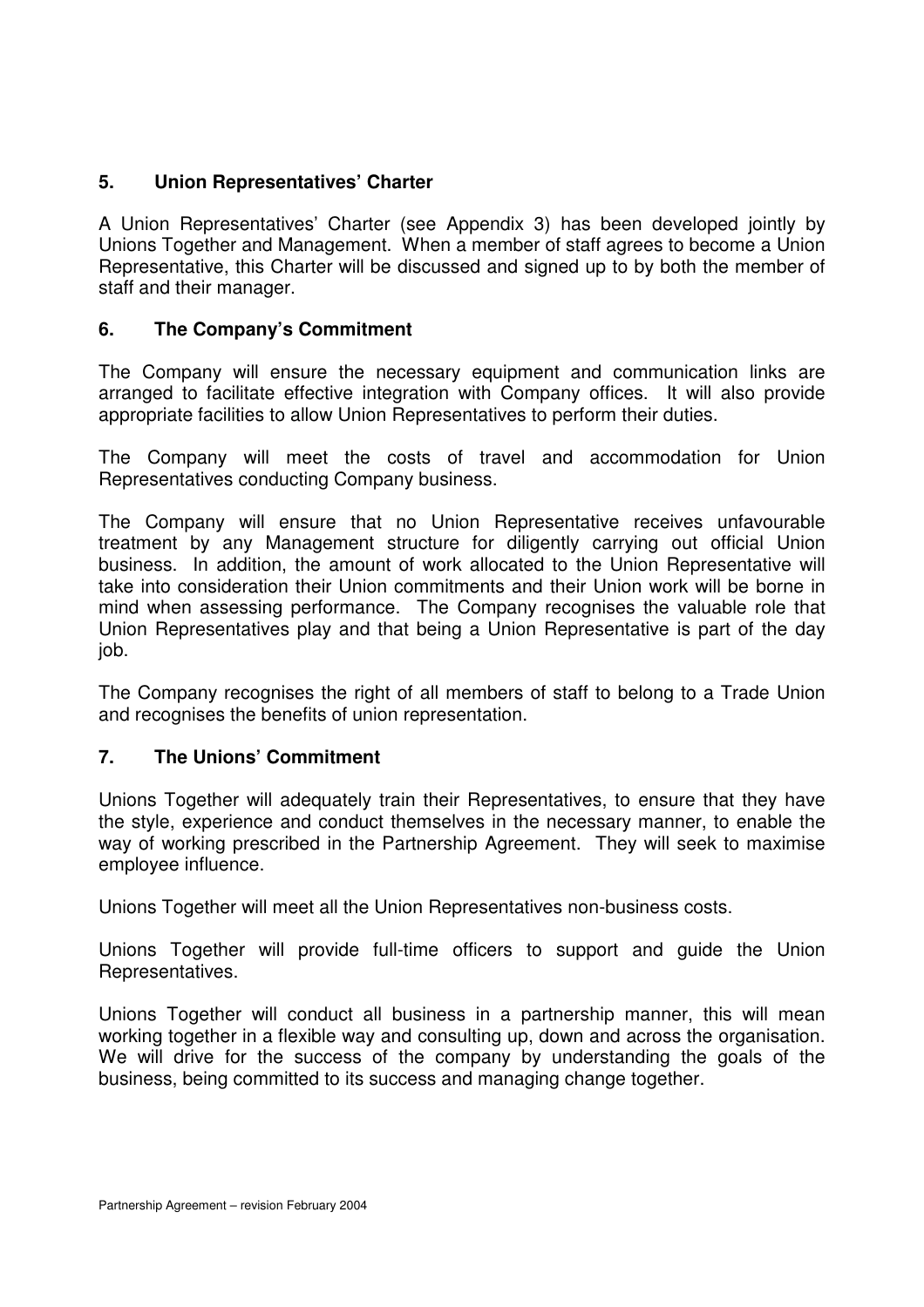## 5. Union Representatives' Charter

A Union Representatives' Charter (see Appendix 3) has been developed jointly by Unions Together and Management. When a member of staff agrees to become a Union Representative, this Charter will be discussed and signed up to by both the member of staff and their manager.

## 6. The Company's Commitment

The Company will ensure the necessary equipment and communication links are arranged to facilitate effective integration with Company offices. It will also provide appropriate facilities to allow Union Representatives to perform their duties.

The Company will meet the costs of travel and accommodation for Union Representatives conducting Company business.

The Company will ensure that no Union Representative receives unfavourable treatment by any Management structure for diligently carrying out official Union business. In addition, the amount of work allocated to the Union Representative will take into consideration their Union commitments and their Union work will be borne in mind when assessing performance. The Company recognises the valuable role that Union Representatives play and that being a Union Representative is part of the day job.

The Company recognises the right of all members of staff to belong to a Trade Union and recognises the benefits of union representation.

## 7. The Unions' Commitment

Unions Together will adequately train their Representatives, to ensure that they have the style, experience and conduct themselves in the necessary manner, to enable the way of working prescribed in the Partnership Agreement. They will seek to maximise employee influence.

Unions Together will meet all the Union Representatives non-business costs.

Unions Together will provide full-time officers to support and guide the Union Representatives.

Unions Together will conduct all business in a partnership manner, this will mean working together in a flexible way and consulting up, down and across the organisation. We will drive for the success of the company by understanding the goals of the business, being committed to its success and managing change together.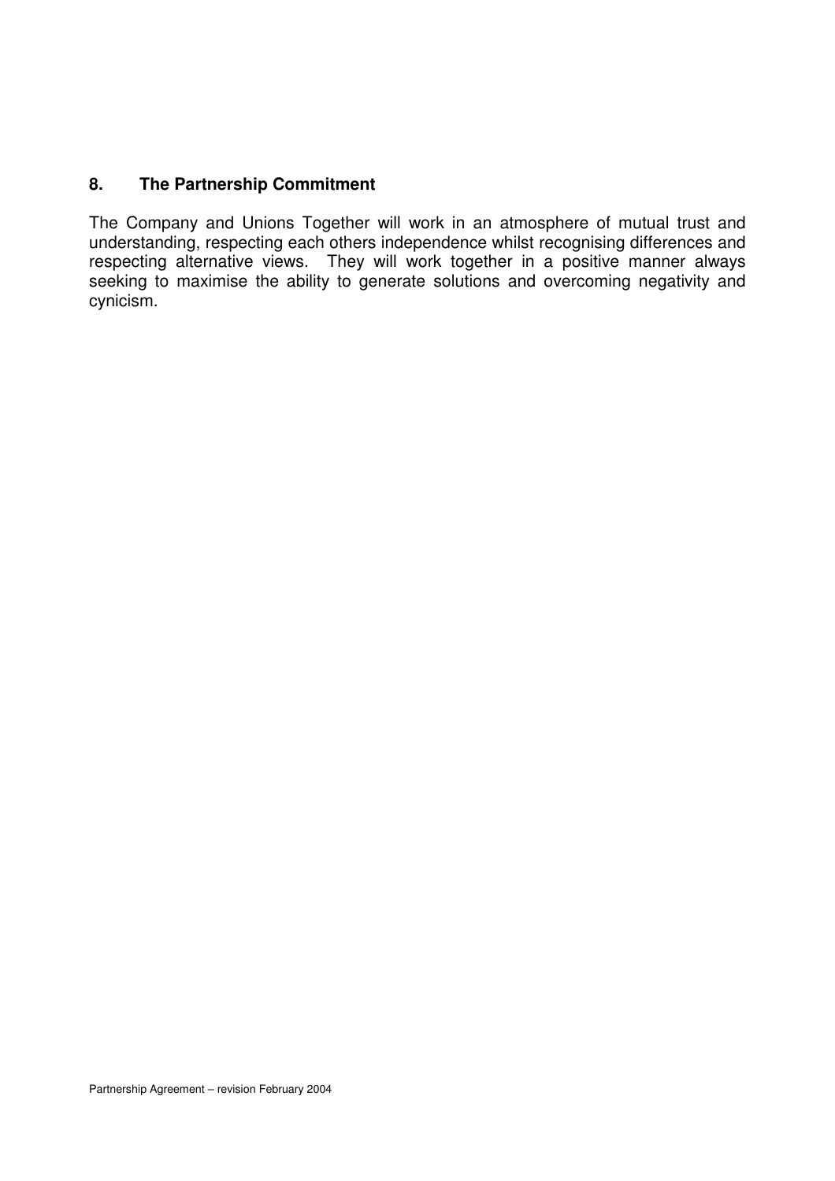## 8. The Partnership Commitment

The Company and Unions Together will work in an atmosphere of mutual trust and understanding, respecting each others independence whilst recognising differences and respecting alternative views. They will work together in a positive manner always seeking to maximise the ability to generate solutions and overcoming negativity and cynicism.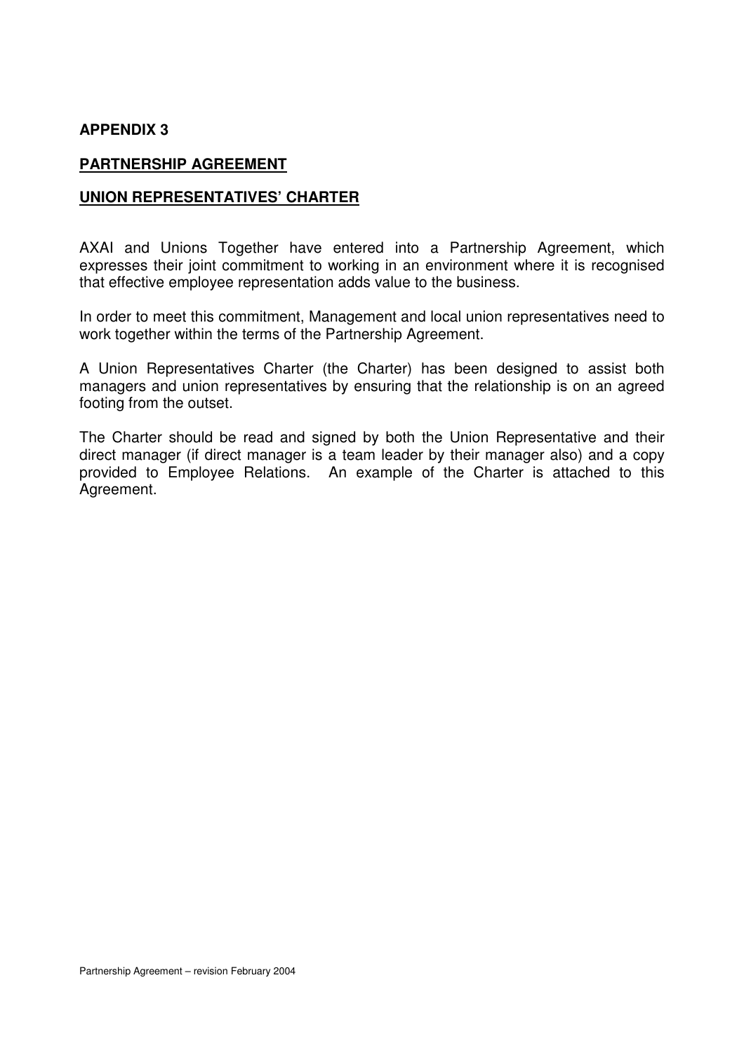**APPENDIX 3**

**PARTNERSHIP AGREEMENT**

**UNION REPRESENTATIVES' CHARTER**

AXAI and Unions Together have entered into a Partnership Agreement, which expresses their joint commitment to working in an environment where it is recognised that effective employee representation adds value to the business.

In order to meet this commitment, Management and local union representatives need to work together within the terms of the Partnership Agreement.

A Union Representatives Charter (the Charter) has been designed to assist both managers and union representatives by ensuring that the relationship is on an agreed footing from the outset.

The Charter should be read and signed by both the Union Representative and their direct manager (if direct manager is a team leader by their manager also) and a copy provided to Employee Relations. An example of the Charter is attached to this Agreement.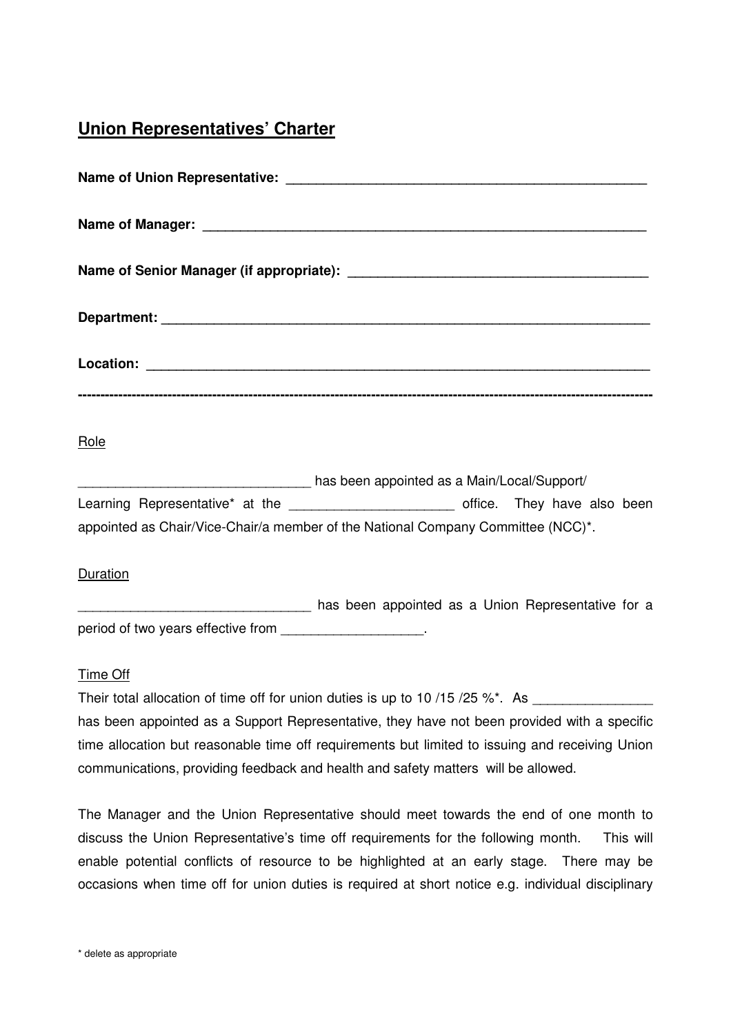## Union Representatives' Charter

**Name of Union Representative:** ______________________________________________

**Name of Manager:** ________________________________________________________

**Name of Senior Manager (if appropriate):** ____________________________________

**Department:** _____________________________________________________________

**Location:** _______________________________________________________________

---

Role

______________________________ has been appointed as a Main/Local/Support/ Learning Representative* at the _____________________ office. They have also been appointed as Chair/Vice-Chair/a member of the National Company Committee (NCC)*.

Duration

______________________________ has been appointed as a Union Representative for a period of two years effective from __________________.

Time Off

Their total allocation of time off for union duties is up to 10 /15 /25 %*. As _______________ has been appointed as a Support Representative, they have not been provided with a specific time allocation but reasonable time off requirements but limited to issuing and receiving Union communications, providing feedback and health and safety matters will be allowed.

The Manager and the Union Representative should meet towards the end of one month to discuss the Union Representative's time off requirements for the following month. This will enable potential conflicts of resource to be highlighted at an early stage. There may be occasions when time off for union duties is required at short notice e.g. individual disciplinary

* delete as appropriate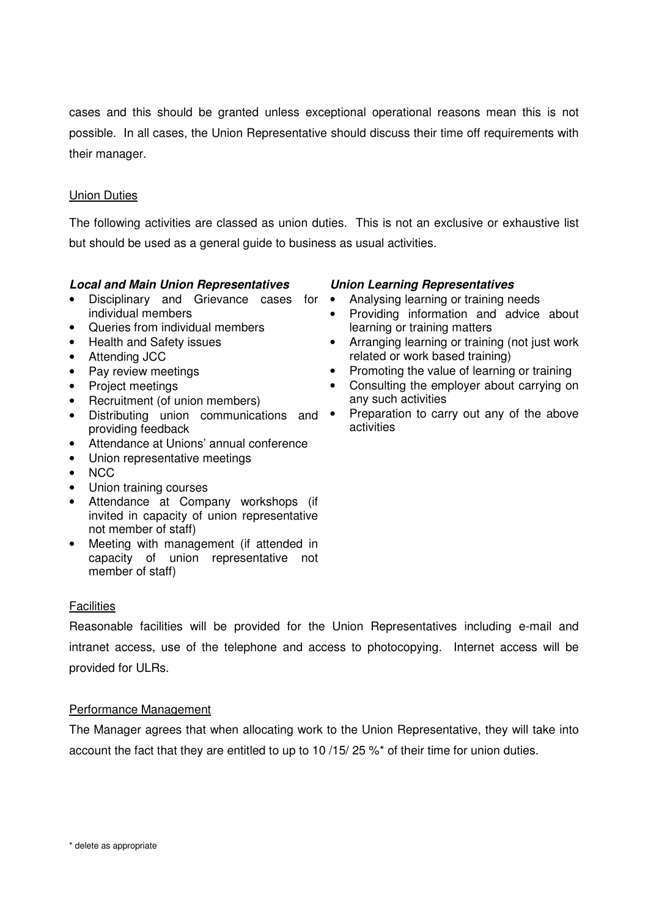cases and this should be granted unless exceptional operational reasons mean this is not possible. In all cases, the Union Representative should discuss their time off requirements with their manager.

Union Duties

The following activities are classed as union duties. This is not an exclusive or exhaustive list but should be used as a general guide to business as usual activities.

***Local and Main Union Representatives***

- Disciplinary and Grievance cases for individual members
- Queries from individual members
- Health and Safety issues
- Attending JCC
- Pay review meetings
- Project meetings
- Recruitment (of union members)
- Distributing union communications and providing feedback
- Attendance at Unions' annual conference
- Union representative meetings
- NCC
- Union training courses
- Attendance at Company workshops (if invited in capacity of union representative not member of staff)
- Meeting with management (if attended in capacity of union representative not member of staff)

***Union Learning Representatives***

- Analysing learning or training needs
- Providing information and advice about learning or training matters
- Arranging learning or training (not just work related or work based training)
- Promoting the value of learning or training
- Consulting the employer about carrying on any such activities
- Preparation to carry out any of the above activities

Facilities

Reasonable facilities will be provided for the Union Representatives including e-mail and intranet access, use of the telephone and access to photocopying. Internet access will be provided for ULRs.

Performance Management

The Manager agrees that when allocating work to the Union Representative, they will take into account the fact that they are entitled to up to 10 /15/ 25 %* of their time for union duties.

\* delete as appropriate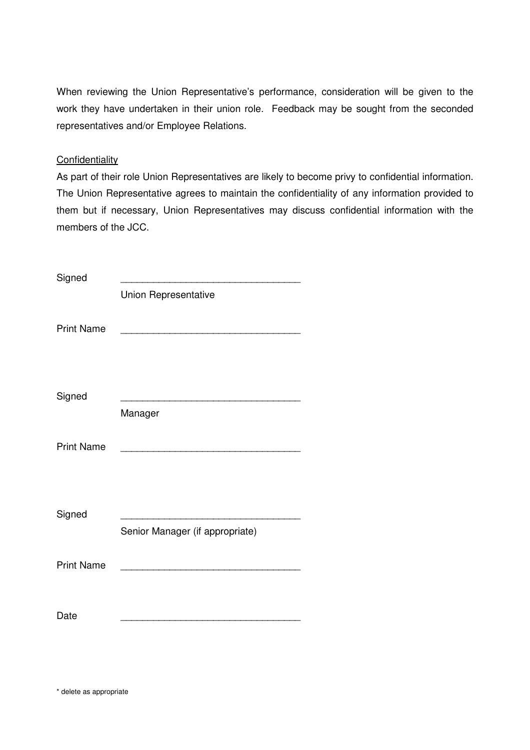When reviewing the Union Representative's performance, consideration will be given to the work they have undertaken in their union role. Feedback may be sought from the seconded representatives and/or Employee Relations.

<u>Confidentiality</u>

As part of their role Union Representatives are likely to become privy to confidential information. The Union Representative agrees to maintain the confidentiality of any information provided to them but if necessary, Union Representatives may discuss confidential information with the members of the JCC.

Signed ________________________________
Union Representative

Print Name ________________________________

Signed ________________________________
Manager

Print Name ________________________________

Signed ________________________________
Senior Manager (if appropriate)

Print Name ________________________________

Date ________________________________

* delete as appropriate